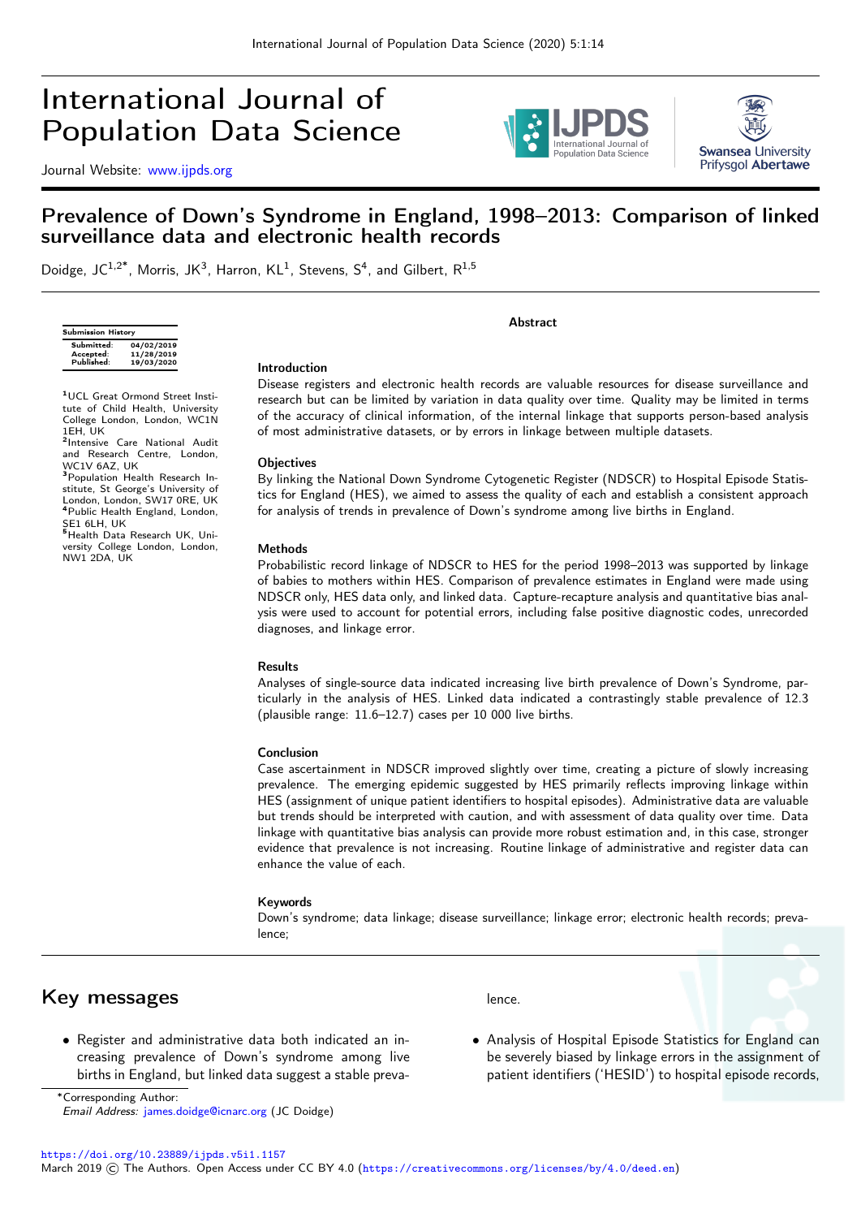International Journal of Population Data Science

Journal Website: www.ijpds.org

# Prevalence of Down's Syndrome in England, 1998–2013: Comparison of linked surveillance data and electronic health records

Doidge, JC[1,2*], Morris, JK[3], Harron, KL[1], Stevens, S[4], and Gilbert, R[1,5]

| Submission History | |
|---|---|
| Submitted: | 04/02/2019 |
| Accepted: | 11/28/2019 |
| Published: | 19/03/2020 |

[1]UCL Great Ormond Street Institute of Child Health, University College London, London, WC1N 1EH, UK
[2]Intensive Care National Audit and Research Centre, London, WC1V 6AZ, UK
[3]Population Health Research Institute, St George's University of London, London, SW17 0RE, UK
[4]Public Health England, London, SE1 6LH, UK
[5]Health Data Research UK, University College London, London, NW1 2DA, UK

## Abstract

### Introduction

Disease registers and electronic health records are valuable resources for disease surveillance and research but can be limited by variation in data quality over time. Quality may be limited in terms of the accuracy of clinical information, of the internal linkage that supports person-based analysis of most administrative datasets, or by errors in linkage between multiple datasets.

### Objectives

By linking the National Down Syndrome Cytogenetic Register (NDSCR) to Hospital Episode Statistics for England (HES), we aimed to assess the quality of each and establish a consistent approach for analysis of trends in prevalence of Down's syndrome among live births in England.

### Methods

Probabilistic record linkage of NDSCR to HES for the period 1998–2013 was supported by linkage of babies to mothers within HES. Comparison of prevalence estimates in England were made using NDSCR only, HES data only, and linked data. Capture-recapture analysis and quantitative bias analysis were used to account for potential errors, including false positive diagnostic codes, unrecorded diagnoses, and linkage error.

### Results

Analyses of single-source data indicated increasing live birth prevalence of Down's Syndrome, particularly in the analysis of HES. Linked data indicated a contrastingly stable prevalence of 12.3 (plausible range: 11.6–12.7) cases per 10 000 live births.

### Conclusion

Case ascertainment in NDSCR improved slightly over time, creating a picture of slowly increasing prevalence. The emerging epidemic suggested by HES primarily reflects improving linkage within HES (assignment of unique patient identifiers to hospital episodes). Administrative data are valuable but trends should be interpreted with caution, and with assessment of data quality over time. Data linkage with quantitative bias analysis can provide more robust estimation and, in this case, stronger evidence that prevalence is not increasing. Routine linkage of administrative and register data can enhance the value of each.

### Keywords

Down's syndrome; data linkage; disease surveillance; linkage error; electronic health records; prevalence;

## Key messages

- Register and administrative data both indicated an increasing prevalence of Down's syndrome among live births in England, but linked data suggest a stable prevalence.
- Analysis of Hospital Episode Statistics for England can be severely biased by linkage errors in the assignment of patient identifiers ('HESID') to hospital episode records,

*Corresponding Author:
*Email Address:* james.doidge@icnarc.org (JC Doidge)

https://doi.org/10.23889/ijpds.v5i1.1157

March 2019 © The Authors. Open Access under CC BY 4.0 (https://creativecommons.org/licenses/by/4.0/deed.en)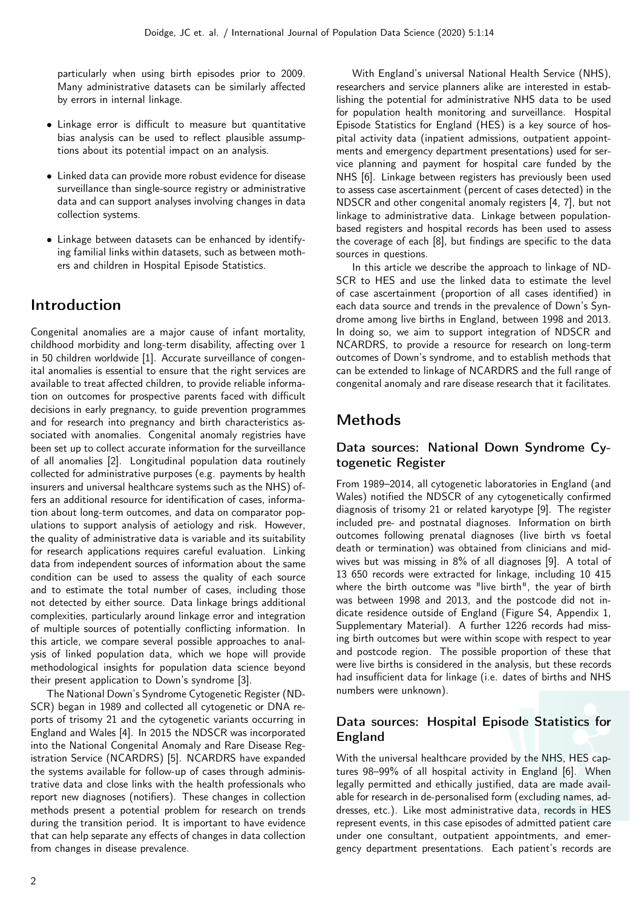particularly when using birth episodes prior to 2009. Many administrative datasets can be similarly affected by errors in internal linkage.

- Linkage error is difficult to measure but quantitative bias analysis can be used to reflect plausible assumptions about its potential impact on an analysis.
- Linked data can provide more robust evidence for disease surveillance than single-source registry or administrative data and can support analyses involving changes in data collection systems.
- Linkage between datasets can be enhanced by identifying familial links within datasets, such as between mothers and children in Hospital Episode Statistics.

## Introduction

Congenital anomalies are a major cause of infant mortality, childhood morbidity and long-term disability, affecting over 1 in 50 children worldwide [1]. Accurate surveillance of congenital anomalies is essential to ensure that the right services are available to treat affected children, to provide reliable information on outcomes for prospective parents faced with difficult decisions in early pregnancy, to guide prevention programmes and for research into pregnancy and birth characteristics associated with anomalies. Congenital anomaly registries have been set up to collect accurate information for the surveillance of all anomalies [2]. Longitudinal population data routinely collected for administrative purposes (e.g. payments by health insurers and universal healthcare systems such as the NHS) offers an additional resource for identification of cases, information about long-term outcomes, and data on comparator populations to support analysis of aetiology and risk. However, the quality of administrative data is variable and its suitability for research applications requires careful evaluation. Linking data from independent sources of information about the same condition can be used to assess the quality of each source and to estimate the total number of cases, including those not detected by either source. Data linkage brings additional complexities, particularly around linkage error and integration of multiple sources of potentially conflicting information. In this article, we compare several possible approaches to analysis of linked population data, which we hope will provide methodological insights for population data science beyond their present application to Down's syndrome [3].

The National Down's Syndrome Cytogenetic Register (NDSCR) began in 1989 and collected all cytogenetic or DNA reports of trisomy 21 and the cytogenetic variants occurring in England and Wales [4]. In 2015 the NDSCR was incorporated into the National Congenital Anomaly and Rare Disease Registration Service (NCARDRS) [5]. NCARDRS have expanded the systems available for follow-up of cases through administrative data and close links with the health professionals who report new diagnoses (notifiers). These changes in collection methods present a potential problem for research on trends during the transition period. It is important to have evidence that can help separate any effects of changes in data collection from changes in disease prevalence.

With England's universal National Health Service (NHS), researchers and service planners alike are interested in establishing the potential for administrative NHS data to be used for population health monitoring and surveillance. Hospital Episode Statistics for England (HES) is a key source of hospital activity data (inpatient admissions, outpatient appointments and emergency department presentations) used for service planning and payment for hospital care funded by the NHS [6]. Linkage between registers has previously been used to assess case ascertainment (percent of cases detected) in the NDSCR and other congenital anomaly registers [4, 7], but not linkage to administrative data. Linkage between population-based registers and hospital records has been used to assess the coverage of each [8], but findings are specific to the data sources in questions.

In this article we describe the approach to linkage of NDSCR to HES and use the linked data to estimate the level of case ascertainment (proportion of all cases identified) in each data source and trends in the prevalence of Down's Syndrome among live births in England, between 1998 and 2013. In doing so, we aim to support integration of NDSCR and NCARDRS, to provide a resource for research on long-term outcomes of Down's syndrome, and to establish methods that can be extended to linkage of NCARDRS and the full range of congenital anomaly and rare disease research that it facilitates.

## Methods

### Data sources: National Down Syndrome Cytogenetic Register

From 1989–2014, all cytogenetic laboratories in England (and Wales) notified the NDSCR of any cytogenetically confirmed diagnosis of trisomy 21 or related karyotype [9]. The register included pre- and postnatal diagnoses. Information on birth outcomes following prenatal diagnoses (live birth vs foetal death or termination) was obtained from clinicians and midwives but was missing in 8% of all diagnoses [9]. A total of 13 650 records were extracted for linkage, including 10 415 where the birth outcome was "live birth", the year of birth was between 1998 and 2013, and the postcode did not indicate residence outside of England (Figure S4, Appendix 1, Supplementary Material). A further 1226 records had missing birth outcomes but were within scope with respect to year and postcode region. The possible proportion of these that were live births is considered in the analysis, but these records had insufficient data for linkage (i.e. dates of births and NHS numbers were unknown).

### Data sources: Hospital Episode Statistics for England

With the universal healthcare provided by the NHS, HES captures 98–99% of all hospital activity in England [6]. When legally permitted and ethically justified, data are made available for research in de-personalised form (excluding names, addresses, etc.). Like most administrative data, records in HES represent events, in this case episodes of admitted patient care under one consultant, outpatient appointments, and emergency department presentations. Each patient's records are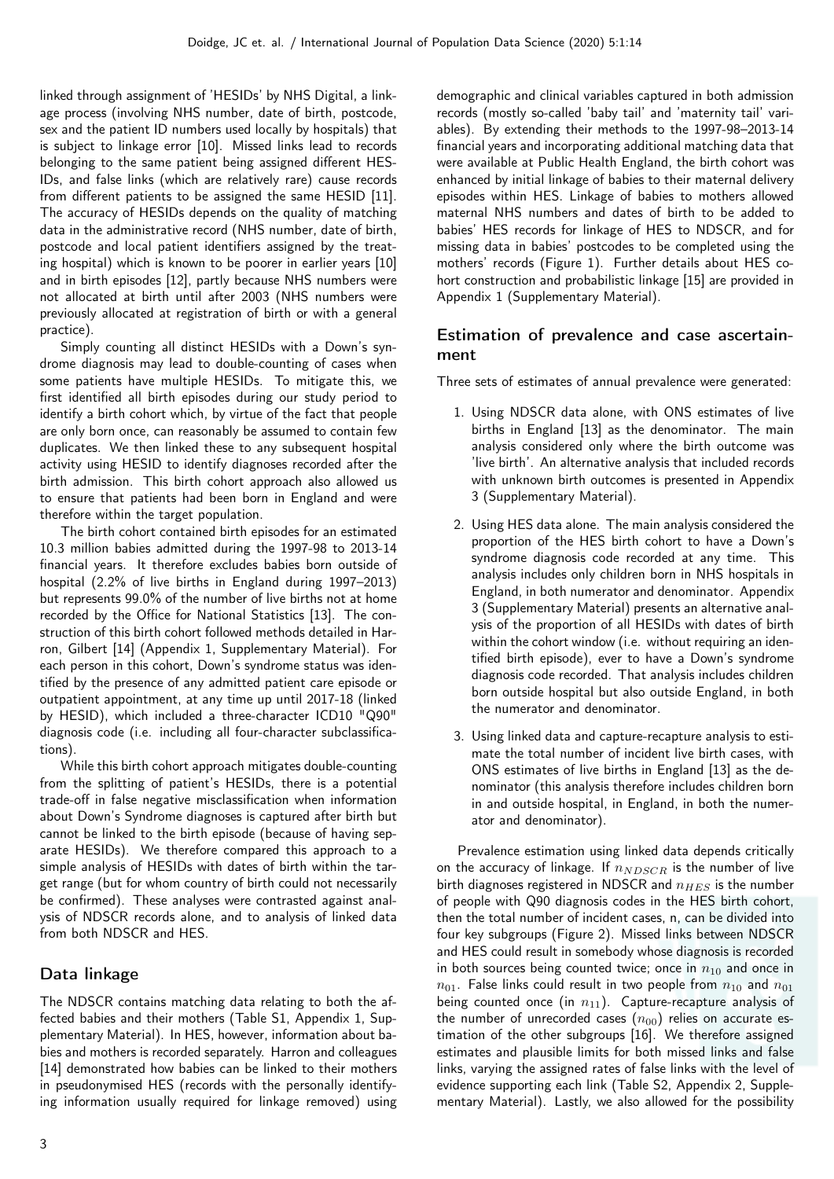linked through assignment of 'HESIDs' by NHS Digital, a linkage process (involving NHS number, date of birth, postcode, sex and the patient ID numbers used locally by hospitals) that is subject to linkage error [10]. Missed links lead to records belonging to the same patient being assigned different HESIDs, and false links (which are relatively rare) cause records from different patients to be assigned the same HESID [11]. The accuracy of HESIDs depends on the quality of matching data in the administrative record (NHS number, date of birth, postcode and local patient identifiers assigned by the treating hospital) which is known to be poorer in earlier years [10] and in birth episodes [12], partly because NHS numbers were not allocated at birth until after 2003 (NHS numbers were previously allocated at registration of birth or with a general practice).

Simply counting all distinct HESIDs with a Down's syndrome diagnosis may lead to double-counting of cases when some patients have multiple HESIDs. To mitigate this, we first identified all birth episodes during our study period to identify a birth cohort which, by virtue of the fact that people are only born once, can reasonably be assumed to contain few duplicates. We then linked these to any subsequent hospital activity using HESID to identify diagnoses recorded after the birth admission. This birth cohort approach also allowed us to ensure that patients had been born in England and were therefore within the target population.

The birth cohort contained birth episodes for an estimated 10.3 million babies admitted during the 1997-98 to 2013-14 financial years. It therefore excludes babies born outside of hospital (2.2% of live births in England during 1997–2013) but represents 99.0% of the number of live births not at home recorded by the Office for National Statistics [13]. The construction of this birth cohort followed methods detailed in Harron, Gilbert [14] (Appendix 1, Supplementary Material). For each person in this cohort, Down's syndrome status was identified by the presence of any admitted patient care episode or outpatient appointment, at any time up until 2017-18 (linked by HESID), which included a three-character ICD10 "Q90" diagnosis code (i.e. including all four-character subclassifications).

While this birth cohort approach mitigates double-counting from the splitting of patient's HESIDs, there is a potential trade-off in false negative misclassification when information about Down's Syndrome diagnoses is captured after birth but cannot be linked to the birth episode (because of having separate HESIDs). We therefore compared this approach to a simple analysis of HESIDs with dates of birth within the target range (but for whom country of birth could not necessarily be confirmed). These analyses were contrasted against analysis of NDSCR records alone, and to analysis of linked data from both NDSCR and HES.

## Data linkage

The NDSCR contains matching data relating to both the affected babies and their mothers (Table S1, Appendix 1, Supplementary Material). In HES, however, information about babies and mothers is recorded separately. Harron and colleagues [14] demonstrated how babies can be linked to their mothers in pseudonymised HES (records with the personally identifying information usually required for linkage removed) using demographic and clinical variables captured in both admission records (mostly so-called 'baby tail' and 'maternity tail' variables). By extending their methods to the 1997-98–2013-14 financial years and incorporating additional matching data that were available at Public Health England, the birth cohort was enhanced by initial linkage of babies to their maternal delivery episodes within HES. Linkage of babies to mothers allowed maternal NHS numbers and dates of birth to be added to babies' HES records for linkage of HES to NDSCR, and for missing data in babies' postcodes to be completed using the mothers' records (Figure 1). Further details about HES cohort construction and probabilistic linkage [15] are provided in Appendix 1 (Supplementary Material).

## Estimation of prevalence and case ascertainment

Three sets of estimates of annual prevalence were generated:

1. Using NDSCR data alone, with ONS estimates of live births in England [13] as the denominator. The main analysis considered only where the birth outcome was 'live birth'. An alternative analysis that included records with unknown birth outcomes is presented in Appendix 3 (Supplementary Material).
2. Using HES data alone. The main analysis considered the proportion of the HES birth cohort to have a Down's syndrome diagnosis code recorded at any time. This analysis includes only children born in NHS hospitals in England, in both numerator and denominator. Appendix 3 (Supplementary Material) presents an alternative analysis of the proportion of all HESIDs with dates of birth within the cohort window (i.e. without requiring an identified birth episode), ever to have a Down's syndrome diagnosis code recorded. That analysis includes children born outside hospital but also outside England, in both the numerator and denominator.
3. Using linked data and capture-recapture analysis to estimate the total number of incident live birth cases, with ONS estimates of live births in England [13] as the denominator (this analysis therefore includes children born in and outside hospital, in England, in both the numerator and denominator).

Prevalence estimation using linked data depends critically on the accuracy of linkage. If $n_{NDSCR}$ is the number of live birth diagnoses registered in NDSCR and $n_{HES}$ is the number of people with Q90 diagnosis codes in the HES birth cohort, then the total number of incident cases, n, can be divided into four key subgroups (Figure 2). Missed links between NDSCR and HES could result in somebody whose diagnosis is recorded in both sources being counted twice; once in $n_{10}$ and once in $n_{01}$. False links could result in two people from $n_{10}$ and $n_{01}$ being counted once (in $n_{11}$). Capture-recapture analysis of the number of unrecorded cases ($n_{00}$) relies on accurate estimation of the other subgroups [16]. We therefore assigned estimates and plausible limits for both missed links and false links, varying the assigned rates of false links with the level of evidence supporting each link (Table S2, Appendix 2, Supplementary Material). Lastly, we also allowed for the possibility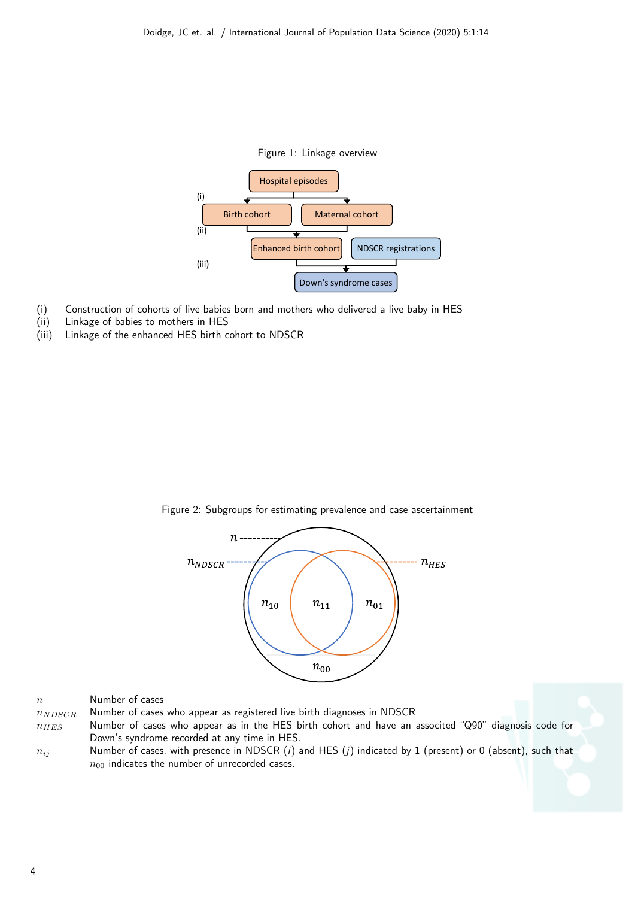Figure 1: Linkage overview

(i) Construction of cohorts of live babies born and mothers who delivered a live baby in HES
(ii) Linkage of babies to mothers in HES
(iii) Linkage of the enhanced HES birth cohort to NDSCR

Figure 2: Subgroups for estimating prevalence and case ascertainment

| | |
|---|---|
| $n$ | Number of cases |
| $n_{NDSCR}$ | Number of cases who appear as registered live birth diagnoses in NDSCR |
| $n_{HES}$ | Number of cases who appear as in the HES birth cohort and have an associated "Q90" diagnosis code for Down's syndrome recorded at any time in HES. |
| $n_{ij}$ | Number of cases, with presence in NDSCR ($i$) and HES ($j$) indicated by 1 (present) or 0 (absent), such that $n_{00}$ indicates the number of unrecorded cases. |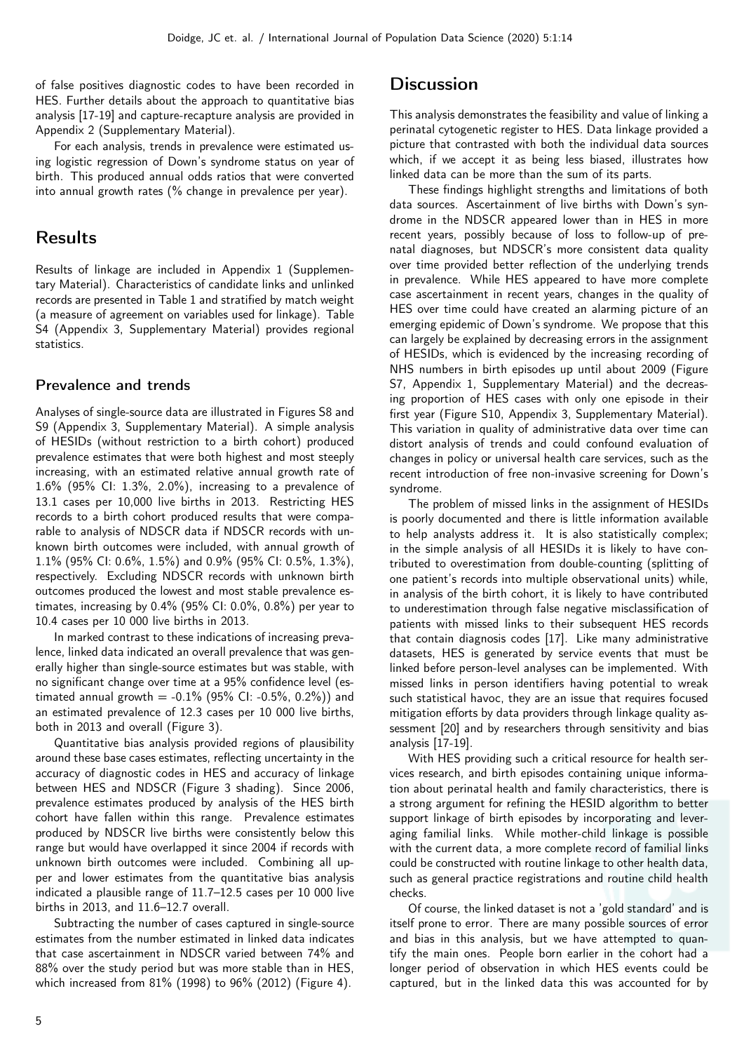of false positives diagnostic codes to have been recorded in HES. Further details about the approach to quantitative bias analysis [17-19] and capture-recapture analysis are provided in Appendix 2 (Supplementary Material).

For each analysis, trends in prevalence were estimated using logistic regression of Down's syndrome status on year of birth. This produced annual odds ratios that were converted into annual growth rates (% change in prevalence per year).

# Results

Results of linkage are included in Appendix 1 (Supplementary Material). Characteristics of candidate links and unlinked records are presented in Table 1 and stratified by match weight (a measure of agreement on variables used for linkage). Table S4 (Appendix 3, Supplementary Material) provides regional statistics.

## Prevalence and trends

Analyses of single-source data are illustrated in Figures S8 and S9 (Appendix 3, Supplementary Material). A simple analysis of HESIDs (without restriction to a birth cohort) produced prevalence estimates that were both highest and most steeply increasing, with an estimated relative annual growth rate of 1.6% (95% CI: 1.3%, 2.0%), increasing to a prevalence of 13.1 cases per 10,000 live births in 2013. Restricting HES records to a birth cohort produced results that were comparable to analysis of NDSCR data if NDSCR records with unknown birth outcomes were included, with annual growth of 1.1% (95% CI: 0.6%, 1.5%) and 0.9% (95% CI: 0.5%, 1.3%), respectively. Excluding NDSCR records with unknown birth outcomes produced the lowest and most stable prevalence estimates, increasing by 0.4% (95% CI: 0.0%, 0.8%) per year to 10.4 cases per 10 000 live births in 2013.

In marked contrast to these indications of increasing prevalence, linked data indicated an overall prevalence that was generally higher than single-source estimates but was stable, with no significant change over time at a 95% confidence level (estimated annual growth = -0.1% (95% CI: -0.5%, 0.2%)) and an estimated prevalence of 12.3 cases per 10 000 live births, both in 2013 and overall (Figure 3).

Quantitative bias analysis provided regions of plausibility around these base cases estimates, reflecting uncertainty in the accuracy of diagnostic codes in HES and accuracy of linkage between HES and NDSCR (Figure 3 shading). Since 2006, prevalence estimates produced by analysis of the HES birth cohort have fallen within this range. Prevalence estimates produced by NDSCR live births were consistently below this range but would have overlapped it since 2004 if records with unknown birth outcomes were included. Combining all upper and lower estimates from the quantitative bias analysis indicated a plausible range of 11.7–12.5 cases per 10 000 live births in 2013, and 11.6–12.7 overall.

Subtracting the number of cases captured in single-source estimates from the number estimated in linked data indicates that case ascertainment in NDSCR varied between 74% and 88% over the study period but was more stable than in HES, which increased from 81% (1998) to 96% (2012) (Figure 4).

# Discussion

This analysis demonstrates the feasibility and value of linking a perinatal cytogenetic register to HES. Data linkage provided a picture that contrasted with both the individual data sources which, if we accept it as being less biased, illustrates how linked data can be more than the sum of its parts.

These findings highlight strengths and limitations of both data sources. Ascertainment of live births with Down's syndrome in the NDSCR appeared lower than in HES in more recent years, possibly because of loss to follow-up of prenatal diagnoses, but NDSCR's more consistent data quality over time provided better reflection of the underlying trends in prevalence. While HES appeared to have more complete case ascertainment in recent years, changes in the quality of HES over time could have created an alarming picture of an emerging epidemic of Down's syndrome. We propose that this can largely be explained by decreasing errors in the assignment of HESIDs, which is evidenced by the increasing recording of NHS numbers in birth episodes up until about 2009 (Figure S7, Appendix 1, Supplementary Material) and the decreasing proportion of HES cases with only one episode in their first year (Figure S10, Appendix 3, Supplementary Material). This variation in quality of administrative data over time can distort analysis of trends and could confound evaluation of changes in policy or universal health care services, such as the recent introduction of free non-invasive screening for Down's syndrome.

The problem of missed links in the assignment of HESIDs is poorly documented and there is little information available to help analysts address it. It is also statistically complex; in the simple analysis of all HESIDs it is likely to have contributed to overestimation from double-counting (splitting of one patient's records into multiple observational units) while, in analysis of the birth cohort, it is likely to have contributed to underestimation through false negative misclassification of patients with missed links to their subsequent HES records that contain diagnosis codes [17]. Like many administrative datasets, HES is generated by service events that must be linked before person-level analyses can be implemented. With missed links in person identifiers having potential to wreak such statistical havoc, they are an issue that requires focused mitigation efforts by data providers through linkage quality assessment [20] and by researchers through sensitivity and bias analysis [17-19].

With HES providing such a critical resource for health services research, and birth episodes containing unique information about perinatal health and family characteristics, there is a strong argument for refining the HESID algorithm to better support linkage of birth episodes by incorporating and leveraging familial links. While mother-child linkage is possible with the current data, a more complete record of familial links could be constructed with routine linkage to other health data, such as general practice registrations and routine child health checks.

Of course, the linked dataset is not a 'gold standard' and is itself prone to error. There are many possible sources of error and bias in this analysis, but we have attempted to quantify the main ones. People born earlier in the cohort had a longer period of observation in which HES events could be captured, but in the linked data this was accounted for by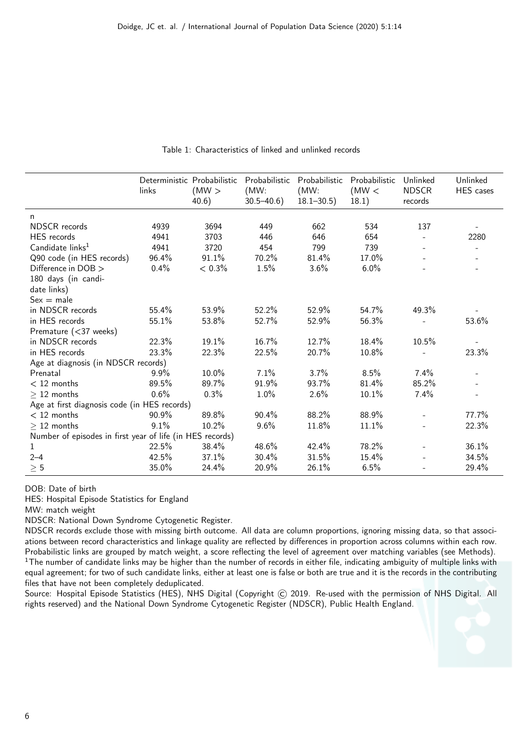Table 1: Characteristics of linked and unlinked records

| | Deterministic links | Probabilistic (MW > 40.6) | Probabilistic (MW: 30.5–40.6) | Probabilistic (MW: 18.1–30.5) | Probabilistic (MW < 18.1) | Unlinked NDSCR records | Unlinked HES cases |
|---|---|---|---|---|---|---|---|
| n | | | | | | | |
| NDSCR records | 4939 | 3694 | 449 | 662 | 534 | 137 | - |
| HES records | 4941 | 3703 | 446 | 646 | 654 | - | 2280 |
| Candidate links[1] | 4941 | 3720 | 454 | 799 | 739 | - | - |
| Q90 code (in HES records) | 96.4% | 91.1% | 70.2% | 81.4% | 17.0% | - | - |
| Difference in DOB > 180 days (in candidate links) | 0.4% | < 0.3% | 1.5% | 3.6% | 6.0% | - | - |
| Sex = male | | | | | | | |
| in NDSCR records | 55.4% | 53.9% | 52.2% | 52.9% | 54.7% | 49.3% | - |
| in HES records | 55.1% | 53.8% | 52.7% | 52.9% | 56.3% | - | 53.6% |
| Premature (<37 weeks) | | | | | | | |
| in NDSCR records | 22.3% | 19.1% | 16.7% | 12.7% | 18.4% | 10.5% | - |
| in HES records | 23.3% | 22.3% | 22.5% | 20.7% | 10.8% | - | 23.3% |
| Age at diagnosis (in NDSCR records) | | | | | | | |
| Prenatal | 9.9% | 10.0% | 7.1% | 3.7% | 8.5% | 7.4% | - |
| < 12 months | 89.5% | 89.7% | 91.9% | 93.7% | 81.4% | 85.2% | - |
| ≥ 12 months | 0.6% | 0.3% | 1.0% | 2.6% | 10.1% | 7.4% | - |
| Age at first diagnosis code (in HES records) | | | | | | | |
| < 12 months | 90.9% | 89.8% | 90.4% | 88.2% | 88.9% | - | 77.7% |
| ≥ 12 months | 9.1% | 10.2% | 9.6% | 11.8% | 11.1% | - | 22.3% |
| Number of episodes in first year of life (in HES records) | | | | | | | |
| 1 | 22.5% | 38.4% | 48.6% | 42.4% | 78.2% | - | 36.1% |
| 2–4 | 42.5% | 37.1% | 30.4% | 31.5% | 15.4% | - | 34.5% |
| ≥ 5 | 35.0% | 24.4% | 20.9% | 26.1% | 6.5% | - | 29.4% |

DOB: Date of birth

HES: Hospital Episode Statistics for England

MW: match weight

NDSCR: National Down Syndrome Cytogenetic Register.

NDSCR records exclude those with missing birth outcome. All data are column proportions, ignoring missing data, so that associations between record characteristics and linkage quality are reflected by differences in proportion across columns within each row. Probabilistic links are grouped by match weight, a score reflecting the level of agreement over matching variables (see Methods).

[1]The number of candidate links may be higher than the number of records in either file, indicating ambiguity of multiple links with equal agreement; for two of such candidate links, either at least one is false or both are true and it is the records in the contributing files that have not been completely deduplicated.

Source: Hospital Episode Statistics (HES), NHS Digital (Copyright © 2019. Re-used with the permission of NHS Digital. All rights reserved) and the National Down Syndrome Cytogenetic Register (NDSCR), Public Health England.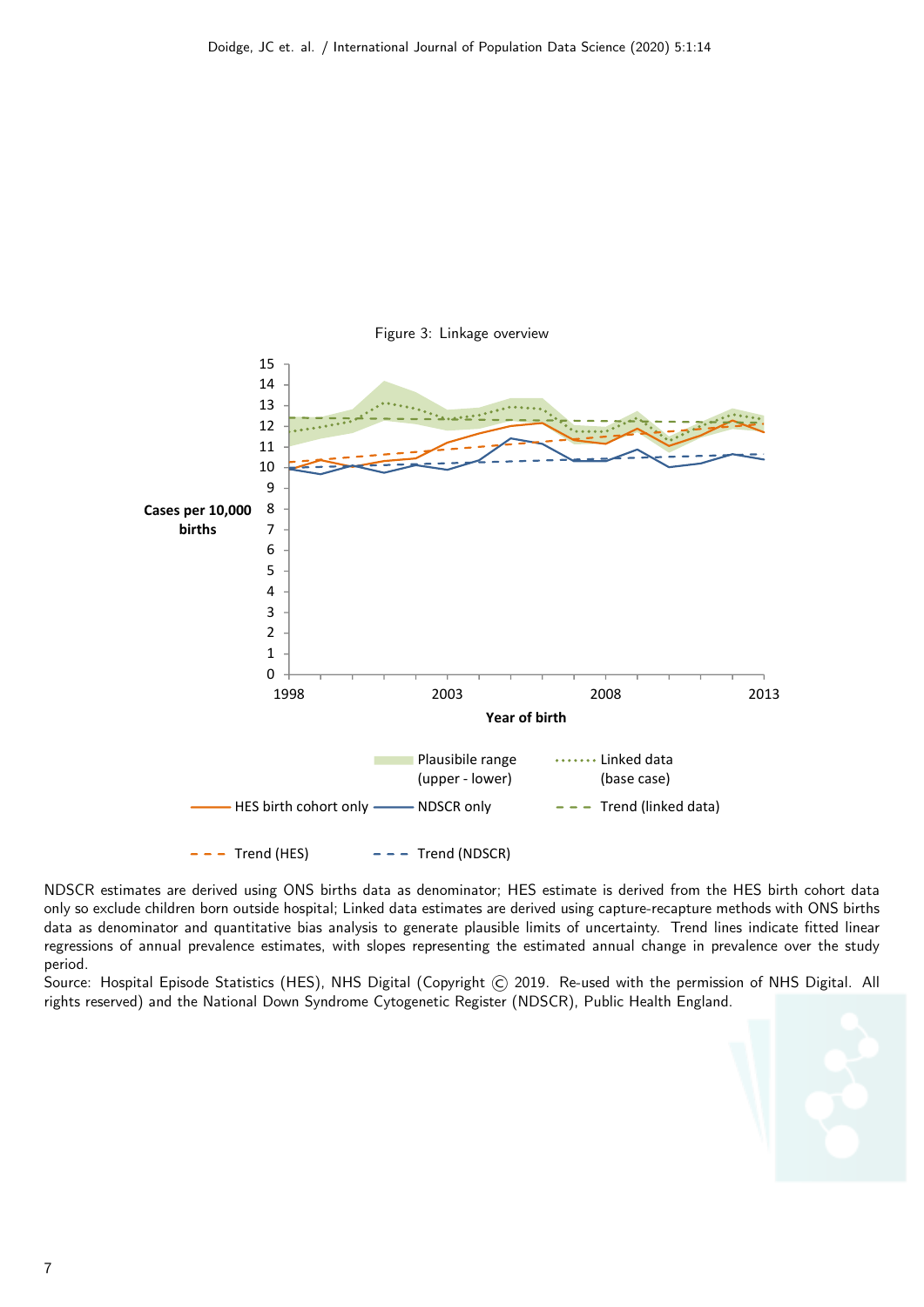Figure 3: Linkage overview

NDSCR estimates are derived using ONS births data as denominator; HES estimate is derived from the HES birth cohort data only so exclude children born outside hospital; Linked data estimates are derived using capture-recapture methods with ONS births data as denominator and quantitative bias analysis to generate plausible limits of uncertainty. Trend lines indicate fitted linear regressions of annual prevalence estimates, with slopes representing the estimated annual change in prevalence over the study period.

Source: Hospital Episode Statistics (HES), NHS Digital (Copyright © 2019. Re-used with the permission of NHS Digital. All rights reserved) and the National Down Syndrome Cytogenetic Register (NDSCR), Public Health England.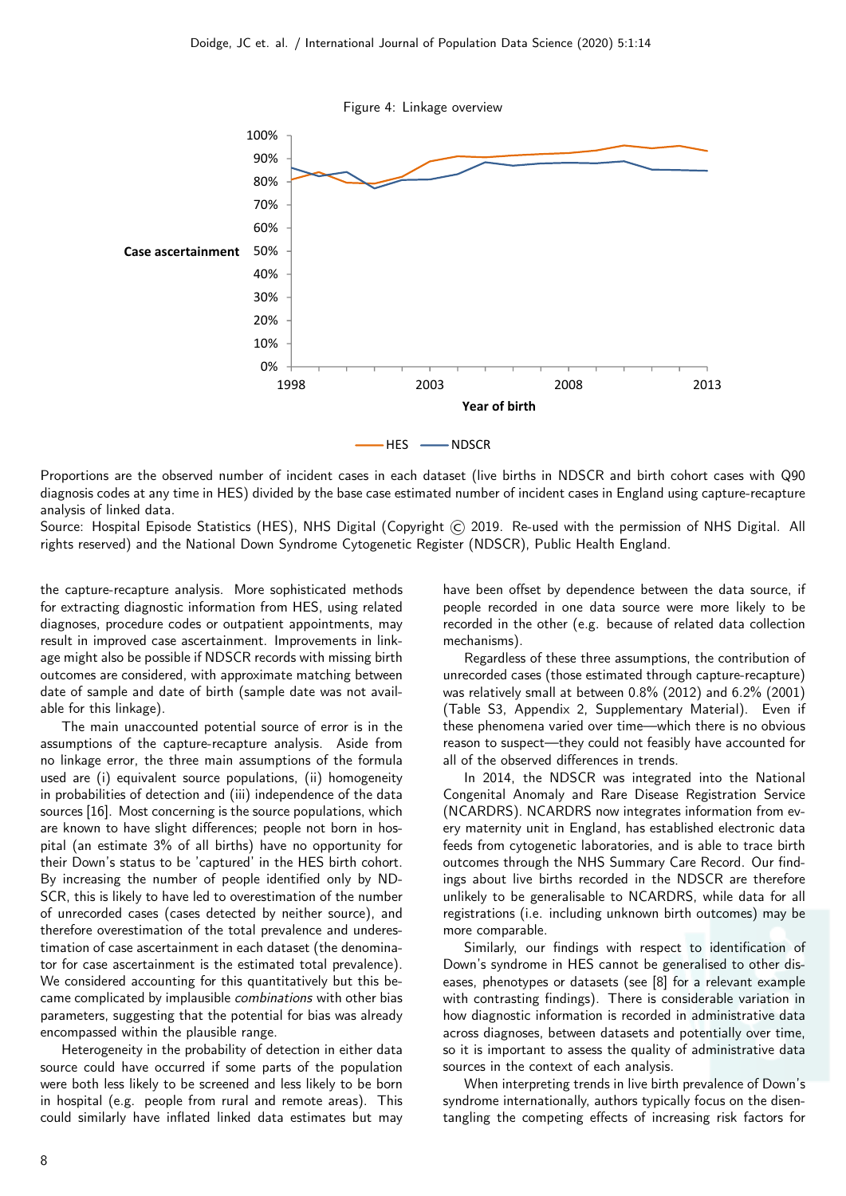Figure 4: Linkage overview

Proportions are the observed number of incident cases in each dataset (live births in NDSCR and birth cohort cases with Q90 diagnosis codes at any time in HES) divided by the base case estimated number of incident cases in England using capture-recapture analysis of linked data.

Source: Hospital Episode Statistics (HES), NHS Digital (Copyright © 2019. Re-used with the permission of NHS Digital. All rights reserved) and the National Down Syndrome Cytogenetic Register (NDSCR), Public Health England.

the capture-recapture analysis. More sophisticated methods for extracting diagnostic information from HES, using related diagnoses, procedure codes or outpatient appointments, may result in improved case ascertainment. Improvements in linkage might also be possible if NDSCR records with missing birth outcomes are considered, with approximate matching between date of sample and date of birth (sample date was not available for this linkage).

The main unaccounted potential source of error is in the assumptions of the capture-recapture analysis. Aside from no linkage error, the three main assumptions of the formula used are (i) equivalent source populations, (ii) homogeneity in probabilities of detection and (iii) independence of the data sources [16]. Most concerning is the source populations, which are known to have slight differences; people not born in hospital (an estimate 3% of all births) have no opportunity for their Down's status to be 'captured' in the HES birth cohort. By increasing the number of people identified only by NDSCR, this is likely to have led to overestimation of the number of unrecorded cases (cases detected by neither source), and therefore overestimation of the total prevalence and underestimation of case ascertainment in each dataset (the denominator for case ascertainment is the estimated total prevalence). We considered accounting for this quantitatively but this became complicated by implausible *combinations* with other bias parameters, suggesting that the potential for bias was already encompassed within the plausible range.

Heterogeneity in the probability of detection in either data source could have occurred if some parts of the population were both less likely to be screened and less likely to be born in hospital (e.g. people from rural and remote areas). This could similarly have inflated linked data estimates but may have been offset by dependence between the data source, if people recorded in one data source were more likely to be recorded in the other (e.g. because of related data collection mechanisms).

Regardless of these three assumptions, the contribution of unrecorded cases (those estimated through capture-recapture) was relatively small at between 0.8% (2012) and 6.2% (2001) (Table S3, Appendix 2, Supplementary Material). Even if these phenomena varied over time—which there is no obvious reason to suspect—they could not feasibly have accounted for all of the observed differences in trends.

In 2014, the NDSCR was integrated into the National Congenital Anomaly and Rare Disease Registration Service (NCARDRS). NCARDRS now integrates information from every maternity unit in England, has established electronic data feeds from cytogenetic laboratories, and is able to trace birth outcomes through the NHS Summary Care Record. Our findings about live births recorded in the NDSCR are therefore unlikely to be generalisable to NCARDRS, while data for all registrations (i.e. including unknown birth outcomes) may be more comparable.

Similarly, our findings with respect to identification of Down's syndrome in HES cannot be generalised to other diseases, phenotypes or datasets (see [8] for a relevant example with contrasting findings). There is considerable variation in how diagnostic information is recorded in administrative data across diagnoses, between datasets and potentially over time, so it is important to assess the quality of administrative data sources in the context of each analysis.

When interpreting trends in live birth prevalence of Down's syndrome internationally, authors typically focus on the disentangling the competing effects of increasing risk factors for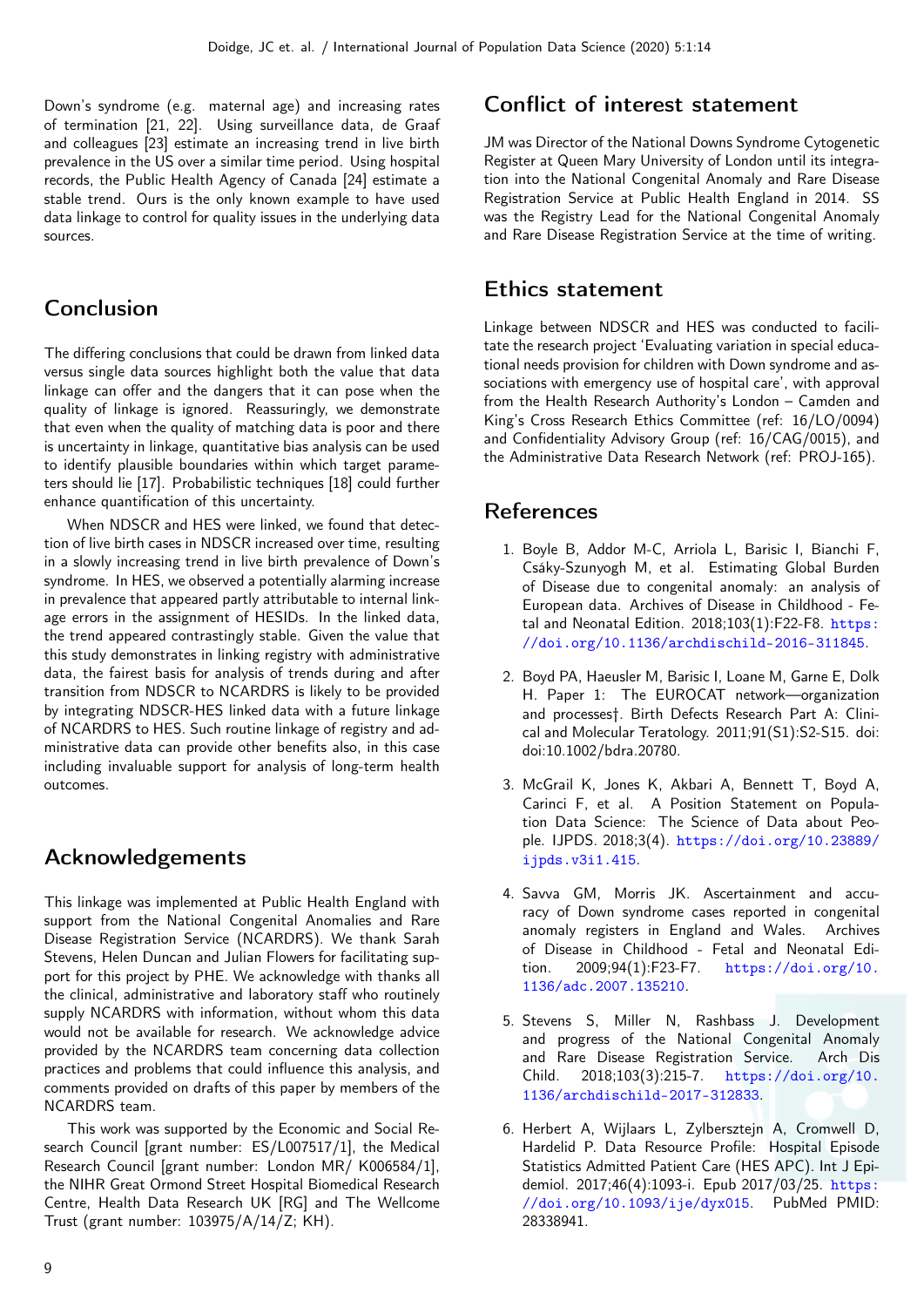Down's syndrome (e.g. maternal age) and increasing rates of termination [21, 22]. Using surveillance data, de Graaf and colleagues [23] estimate an increasing trend in live birth prevalence in the US over a similar time period. Using hospital records, the Public Health Agency of Canada [24] estimate a stable trend. Ours is the only known example to have used data linkage to control for quality issues in the underlying data sources.

## Conclusion

The differing conclusions that could be drawn from linked data versus single data sources highlight both the value that data linkage can offer and the dangers that it can pose when the quality of linkage is ignored. Reassuringly, we demonstrate that even when the quality of matching data is poor and there is uncertainty in linkage, quantitative bias analysis can be used to identify plausible boundaries within which target parameters should lie [17]. Probabilistic techniques [18] could further enhance quantification of this uncertainty.

When NDSCR and HES were linked, we found that detection of live birth cases in NDSCR increased over time, resulting in a slowly increasing trend in live birth prevalence of Down's syndrome. In HES, we observed a potentially alarming increase in prevalence that appeared partly attributable to internal linkage errors in the assignment of HESIDs. In the linked data, the trend appeared contrastingly stable. Given the value that this study demonstrates in linking registry with administrative data, the fairest basis for analysis of trends during and after transition from NDSCR to NCARDRS is likely to be provided by integrating NDSCR-HES linked data with a future linkage of NCARDRS to HES. Such routine linkage of registry and administrative data can provide other benefits also, in this case including invaluable support for analysis of long-term health outcomes.

## Acknowledgements

This linkage was implemented at Public Health England with support from the National Congenital Anomalies and Rare Disease Registration Service (NCARDRS). We thank Sarah Stevens, Helen Duncan and Julian Flowers for facilitating support for this project by PHE. We acknowledge with thanks all the clinical, administrative and laboratory staff who routinely supply NCARDRS with information, without whom this data would not be available for research. We acknowledge advice provided by the NCARDRS team concerning data collection practices and problems that could influence this analysis, and comments provided on drafts of this paper by members of the NCARDRS team.

This work was supported by the Economic and Social Research Council [grant number: ES/L007517/1], the Medical Research Council [grant number: London MR/ K006584/1], the NIHR Great Ormond Street Hospital Biomedical Research Centre, Health Data Research UK [RG] and The Wellcome Trust (grant number: 103975/A/14/Z; KH).

## Conflict of interest statement

JM was Director of the National Downs Syndrome Cytogenetic Register at Queen Mary University of London until its integration into the National Congenital Anomaly and Rare Disease Registration Service at Public Health England in 2014. SS was the Registry Lead for the National Congenital Anomaly and Rare Disease Registration Service at the time of writing.

## Ethics statement

Linkage between NDSCR and HES was conducted to facilitate the research project 'Evaluating variation in special educational needs provision for children with Down syndrome and associations with emergency use of hospital care', with approval from the Health Research Authority's London – Camden and King's Cross Research Ethics Committee (ref: 16/LO/0094) and Confidentiality Advisory Group (ref: 16/CAG/0015), and the Administrative Data Research Network (ref: PROJ-165).

## References

1. Boyle B, Addor M-C, Arriola L, Barisic I, Bianchi F, Csáky-Szunyogh M, et al. Estimating Global Burden of Disease due to congenital anomaly: an analysis of European data. Archives of Disease in Childhood - Fetal and Neonatal Edition. 2018;103(1):F22-F8. https://doi.org/10.1136/archdischild-2016-311845.

2. Boyd PA, Haeusler M, Barisic I, Loane M, Garne E, Dolk H. Paper 1: The EUROCAT network—organization and processes†. Birth Defects Research Part A: Clinical and Molecular Teratology. 2011;91(S1):S2-S15. doi: doi:10.1002/bdra.20780.

3. McGrail K, Jones K, Akbari A, Bennett T, Boyd A, Carinci F, et al. A Position Statement on Population Data Science: The Science of Data about People. IJPDS. 2018;3(4). https://doi.org/10.23889/ijpds.v3i1.415.

4. Savva GM, Morris JK. Ascertainment and accuracy of Down syndrome cases reported in congenital anomaly registers in England and Wales. Archives of Disease in Childhood - Fetal and Neonatal Edition. 2009;94(1):F23-F7. https://doi.org/10.1136/adc.2007.135210.

5. Stevens S, Miller N, Rashbass J. Development and progress of the National Congenital Anomaly and Rare Disease Registration Service. Arch Dis Child. 2018;103(3):215-7. https://doi.org/10.1136/archdischild-2017-312833.

6. Herbert A, Wijlaars L, Zylbersztejn A, Cromwell D, Hardelid P. Data Resource Profile: Hospital Episode Statistics Admitted Patient Care (HES APC). Int J Epidemiol. 2017;46(4):1093-i. Epub 2017/03/25. https://doi.org/10.1093/ije/dyx015. PubMed PMID: 28338941.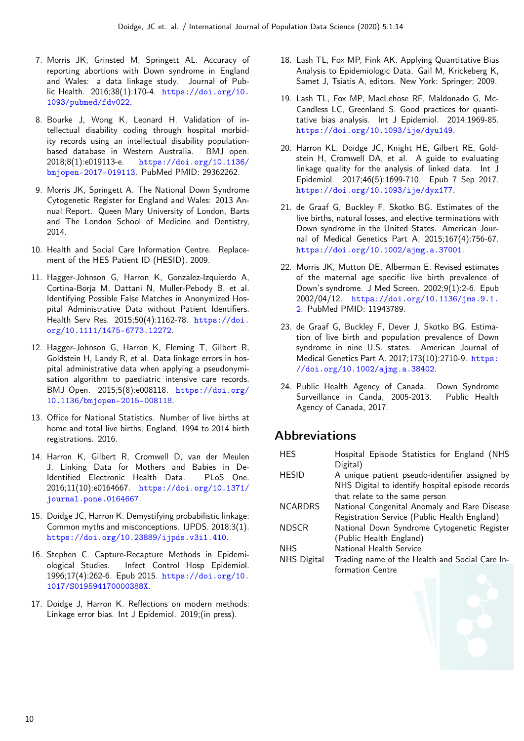7. Morris JK, Grinsted M, Springett AL. Accuracy of reporting abortions with Down syndrome in England and Wales: a data linkage study. Journal of Public Health. 2016;38(1):170-4. https://doi.org/10.1093/pubmed/fdv022.

8. Bourke J, Wong K, Leonard H. Validation of intellectual disability coding through hospital morbidity records using an intellectual disability population-based database in Western Australia. BMJ open. 2018;8(1):e019113-e. https://doi.org/10.1136/bmjopen-2017-019113. PubMed PMID: 29362262.

9. Morris JK, Springett A. The National Down Syndrome Cytogenetic Register for England and Wales: 2013 Annual Report. Queen Mary University of London, Barts and The London School of Medicine and Dentistry, 2014.

10. Health and Social Care Information Centre. Replacement of the HES Patient ID (HESID). 2009.

11. Hagger-Johnson G, Harron K, Gonzalez-Izquierdo A, Cortina-Borja M, Dattani N, Muller-Pebody B, et al. Identifying Possible False Matches in Anonymized Hospital Administrative Data without Patient Identifiers. Health Serv Res. 2015;50(4):1162-78. https://doi.org/10.1111/1475-6773.12272.

12. Hagger-Johnson G, Harron K, Fleming T, Gilbert R, Goldstein H, Landy R, et al. Data linkage errors in hospital administrative data when applying a pseudonymisation algorithm to paediatric intensive care records. BMJ Open. 2015;5(8):e008118. https://doi.org/10.1136/bmjopen-2015-008118.

13. Office for National Statistics. Number of live births at home and total live births, England, 1994 to 2014 birth registrations. 2016.

14. Harron K, Gilbert R, Cromwell D, van der Meulen J. Linking Data for Mothers and Babies in De-Identified Electronic Health Data. PLoS One. 2016;11(10):e0164667. https://doi.org/10.1371/journal.pone.0164667.

15. Doidge JC, Harron K. Demystifying probabilistic linkage: Common myths and misconceptions. IJPDS. 2018;3(1). https://doi.org/10.23889/ijpds.v3i1.410.

16. Stephen C. Capture-Recapture Methods in Epidemiological Studies. Infect Control Hosp Epidemiol. 1996;17(4):262-6. Epub 2015. https://doi.org/10.1017/S019594170000388X.

17. Doidge J, Harron K. Reflections on modern methods: Linkage error bias. Int J Epidemiol. 2019;(in press).

18. Lash TL, Fox MP, Fink AK. Applying Quantitative Bias Analysis to Epidemiologic Data. Gail M, Krickeberg K, Samet J, Tsiatis A, editors. New York: Springer; 2009.

19. Lash TL, Fox MP, MacLehose RF, Maldonado G, McCandless LC, Greenland S. Good practices for quantitative bias analysis. Int J Epidemiol. 2014:1969-85. https://doi.org/10.1093/ije/dyu149.

20. Harron KL, Doidge JC, Knight HE, Gilbert RE, Goldstein H, Cromwell DA, et al. A guide to evaluating linkage quality for the analysis of linked data. Int J Epidemiol. 2017;46(5):1699-710. Epub 7 Sep 2017. https://doi.org/10.1093/ije/dyx177.

21. de Graaf G, Buckley F, Skotko BG. Estimates of the live births, natural losses, and elective terminations with Down syndrome in the United States. American Journal of Medical Genetics Part A. 2015;167(4):756-67. https://doi.org/10.1002/ajmg.a.37001.

22. Morris JK, Mutton DE, Alberman E. Revised estimates of the maternal age specific live birth prevalence of Down's syndrome. J Med Screen. 2002;9(1):2-6. Epub 2002/04/12. https://doi.org/10.1136/jms.9.1.2. PubMed PMID: 11943789.

23. de Graaf G, Buckley F, Dever J, Skotko BG. Estimation of live birth and population prevalence of Down syndrome in nine U.S. states. American Journal of Medical Genetics Part A. 2017;173(10):2710-9. https://doi.org/10.1002/ajmg.a.38402.

24. Public Health Agency of Canada. Down Syndrome Surveillance in Canda, 2005-2013. Public Health Agency of Canada, 2017.

## Abbreviations

| | |
|---|---|
| HES | Hospital Episode Statistics for England (NHS Digital) |
| HESID | A unique patient pseudo-identifier assigned by NHS Digital to identify hospital episode records that relate to the same person |
| NCARDRS | National Congenital Anomaly and Rare Disease Registration Service (Public Health England) |
| NDSCR | National Down Syndrome Cytogenetic Register (Public Health England) |
| NHS | National Health Service |
| NHS Digital | Trading name of the Health and Social Care Information Centre |